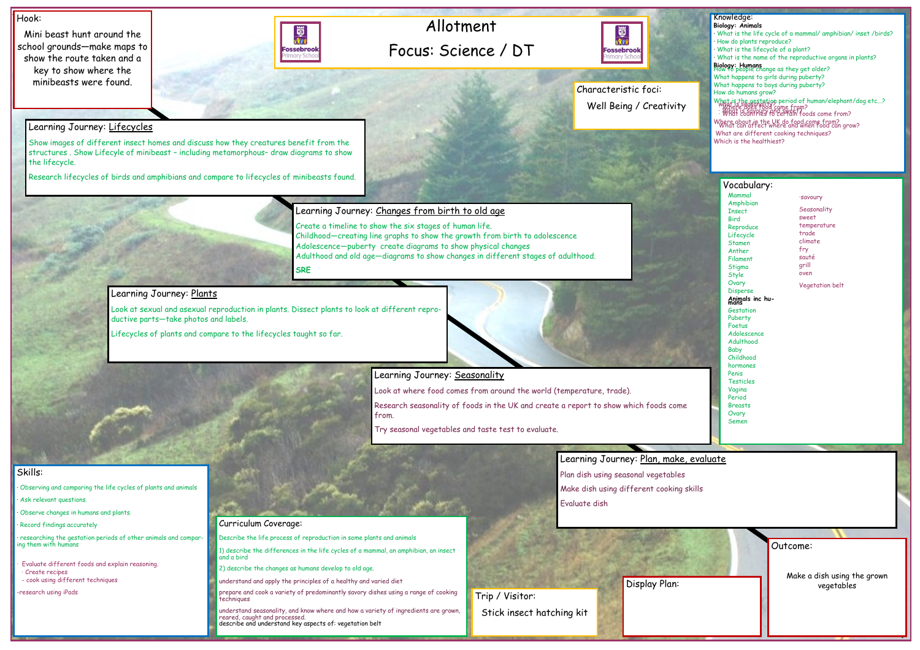# Allotment

## Focus: Science / DT

### Hook:

Mini beast hunt around the school grounds—make maps to show the route taken and a key to show where the minibeasts were found.

### Characteristic foci:

Well Being / Creativity

### Knowledge:

**Biology: Animals**

- What is the life cycle of a mammal/ amphibian/ inset /birds?
- How do plants reproduce?
- What is the lifecycle of a plant?
- What is the name of the reproductive organs in plants?

**Biology: Humans**

How to people change as they get older?
What happens to girls during puberty?
What happens to boys during puberty?
How do humans grow?
What is the gestation period of human/elephant/dog etc…?

- What is seasonality?
- Where does food come from?
- What is savoury and sweet?
- What countries to certain foods come from?

Where about in the UK do food come from?
What can affect where and when food can grow?
What are different cooking techniques?
Which is the healthiest?

### Learning Journey: Lifecycles

Show images of different insect homes and discuss how they creatures benefit from the structures . Show Lifecyle of minibeast – including metamorphous– draw diagrams to show the lifecycle.

Research lifecycles of birds and amphibians and compare to lifecycles of minibeasts found.

### Learning Journey: Changes from birth to old age

Create a timeline to show the six stages of human life.
Childhood—creating line graphs to show the growth from birth to adolescence
Adolescence—puberty create diagrams to show physical changes
Adulthood and old age—diagrams to show changes in different stages of adulthood.

SRE

### Learning Journey: Plants

Look at sexual and asexual reproduction in plants. Dissect plants to look at different reproductive parts—take photos and labels.

Lifecycles of plants and compare to the lifecycles taught so far.

### Learning Journey: Seasonality

Look at where food comes from around the world (temperature, trade).

Research seasonality of foods in the UK and create a report to show which foods come from.

Try seasonal vegetables and taste test to evaluate.

### Learning Journey: Plan, make, evaluate

Plan dish using seasonal vegetables

Make dish using different cooking skills

Evaluate dish

### Vocabulary:

Mammal
Amphibian
Insect
Bird
Reproduce
Lifecycle
Stamen
Anther
Filament
Stigma
Style
Ovary
Disperse

**Animals inc humans**

Gestation
Puberty
Foetus
Adolescence
Adulthood
Baby
Childhood
hormones
Penis
Testicles
Vagina
Period
Breasts
Ovary
Semen

·savoury
Seasonality
sweet
temperature
trade
climate
fry
sauté
grill
oven

Vegetation belt

### Skills:

- Observing and comparing the life cycles of plants and animals
- Ask relevant questions.
- Observe changes in humans and plants.
- Record findings accurately
- researching the gestation periods of other animals and comparing them with humans
- Evaluate different foods and explain reasoning.
  - Create recipes
  - cook using different techniques
- research using iPads

### Curriculum Coverage:

Describe the life process of reproduction in some plants and animals

1) describe the differences in the life cycles of a mammal, an amphibian, an insect and a bird

2) describe the changes as humans develop to old age.

understand and apply the principles of a healthy and varied diet

prepare and cook a variety of predominantly savory dishes using a range of cooking techniques

understand seasonality, and know where and how a variety of ingredients are grown, reared, caught and processed.
describe and understand key aspects of: vegetation belt

### Trip / Visitor:

Stick insect hatching kit

### Display Plan:

### Outcome:

Make a dish using the grown vegetables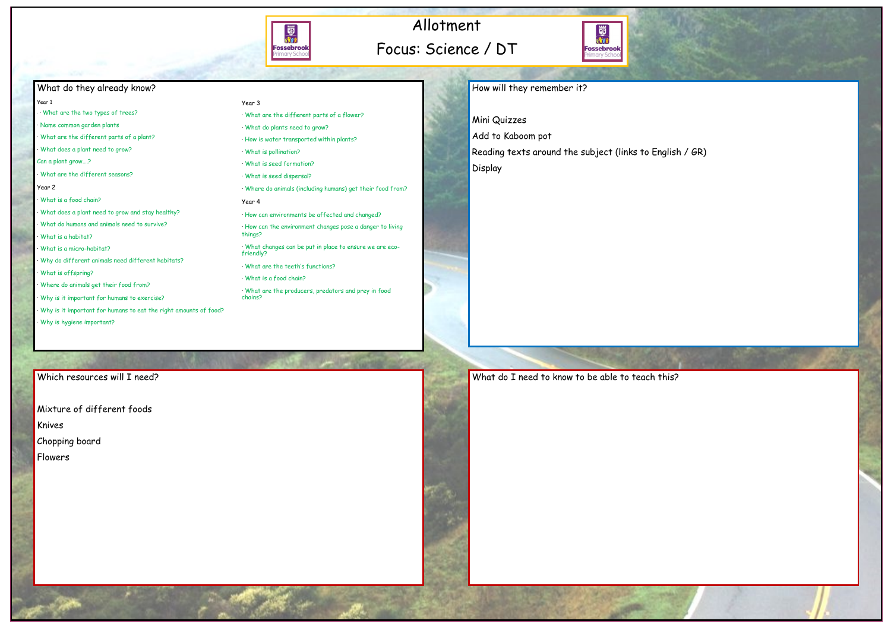# Allotment

## Focus: Science / DT

### What do they already know?

Year 1

- · What are the two types of trees?
- Name common garden plants
- What are the different parts of a plant?
- What does a plant need to grow?

Can a plant grow….?

- What are the different seasons?

Year 2

- What is a food chain?
- What does a plant need to grow and stay healthy?
- What do humans and animals need to survive?
- What is a habitat?
- What is a micro-habitat?
- Why do different animals need different habitats?
- What is offspring?
- Where do animals get their food from?
- Why is it important for humans to exercise?
- Why is it important for humans to eat the right amounts of food?
- Why is hygiene important?

Year 3

- What are the different parts of a flower?
- What do plants need to grow?
- How is water transported within plants?
- What is pollination?
- What is seed formation?
- What is seed dispersal?
- Where do animals (including humans) get their food from?

Year 4

- How can environments be affected and changed?
- How can the environment changes pose a danger to living things?
- What changes can be put in place to ensure we are eco-friendly?
- What are the teeth's functions?
- What is a food chain?
- What are the producers, predators and prey in food chains?

### How will they remember it?

Mini Quizzes

Add to Kaboom pot

Reading texts around the subject (links to English / GR)

Display

### Which resources will I need?

Mixture of different foods

Knives

Chopping board

Flowers

### What do I need to know to be able to teach this?